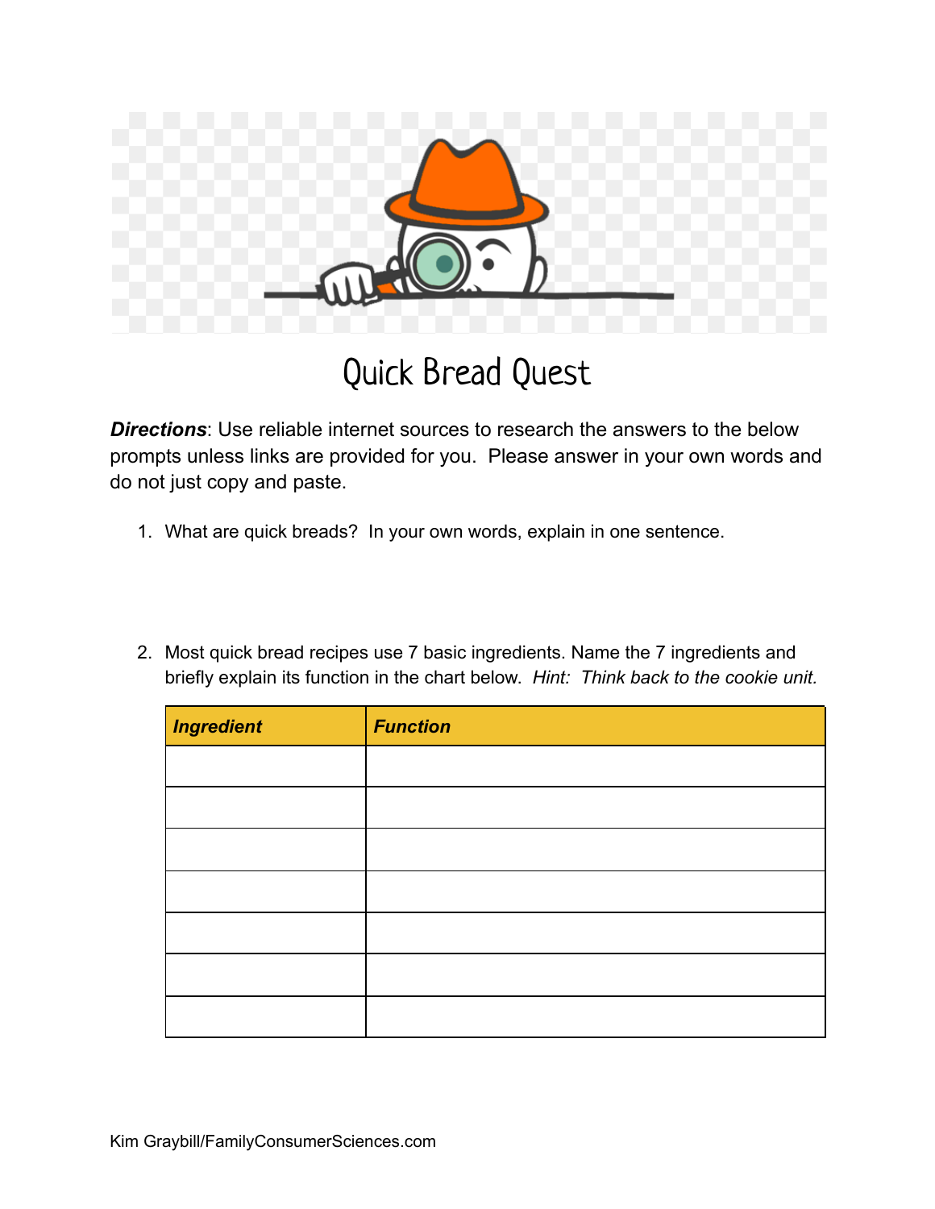# Quick Bread Quest

***Directions***: Use reliable internet sources to research the answers to the below prompts unless links are provided for you. Please answer in your own words and do not just copy and paste.

1. What are quick breads? In your own words, explain in one sentence.

2. Most quick bread recipes use 7 basic ingredients. Name the 7 ingredients and briefly explain its function in the chart below. *Hint: Think back to the cookie unit.*

| ***Ingredient*** | ***Function*** |
|---|---|
| | |
| | |
| | |
| | |
| | |
| | |
| | |

Kim Graybill/FamilyConsumerSciences.com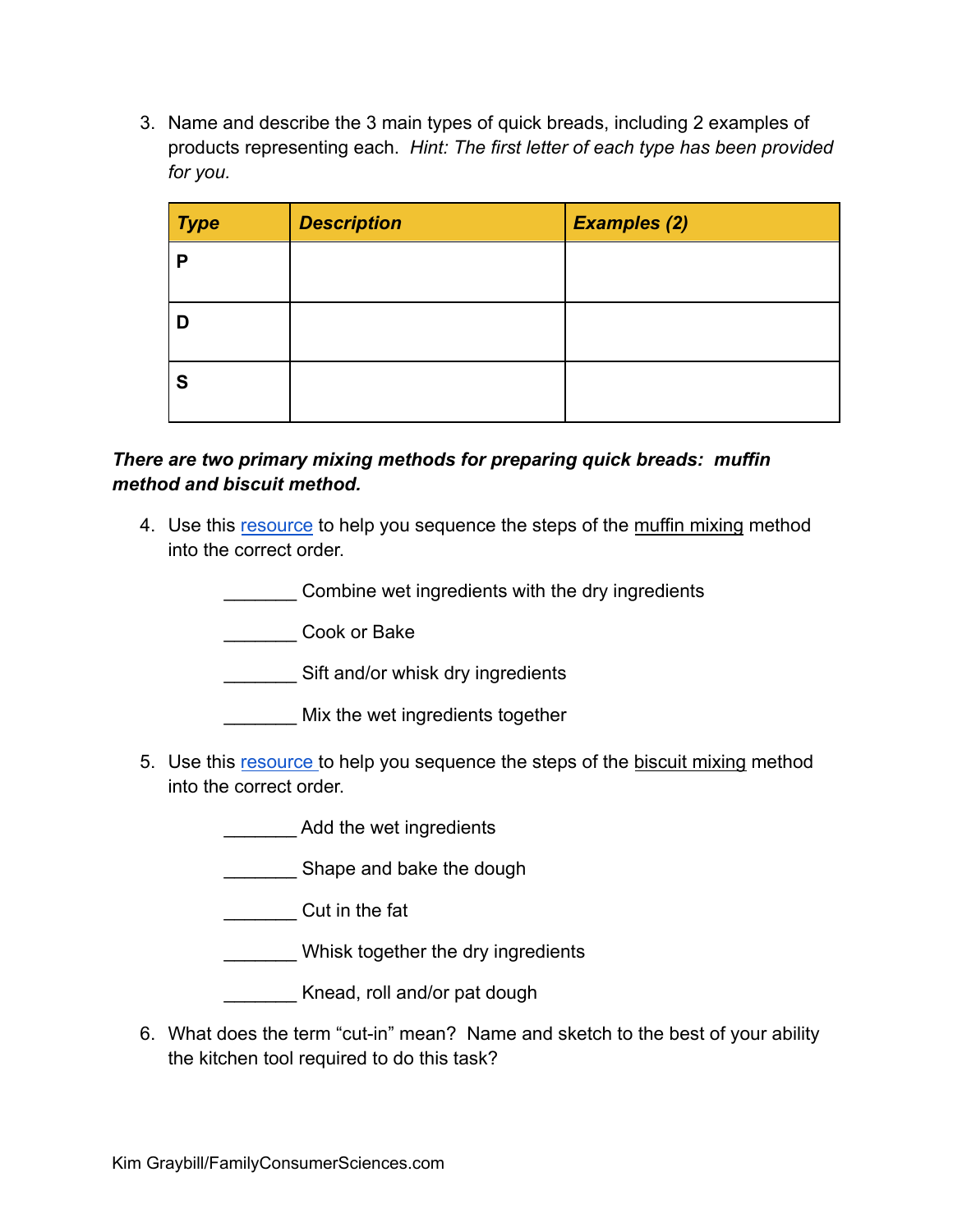3. Name and describe the 3 main types of quick breads, including 2 examples of products representing each. *Hint: The first letter of each type has been provided for you.*

| ***Type*** | ***Description*** | ***Examples (2)*** |
|---|---|---|
| **P** | | |
| **D** | | |
| **S** | | |

***There are two primary mixing methods for preparing quick breads: muffin method and biscuit method.***

4. Use this [resource]() to help you sequence the steps of the muffin mixing method into the correct order.

   _______ Combine wet ingredients with the dry ingredients

   _______ Cook or Bake

   _______ Sift and/or whisk dry ingredients

   _______ Mix the wet ingredients together

5. Use this [resource]() to help you sequence the steps of the biscuit mixing method into the correct order.

   _______ Add the wet ingredients

   _______ Shape and bake the dough

   _______ Cut in the fat

   _______ Whisk together the dry ingredients

   _______ Knead, roll and/or pat dough

6. What does the term "cut-in" mean? Name and sketch to the best of your ability the kitchen tool required to do this task?

Kim Graybill/FamilyConsumerSciences.com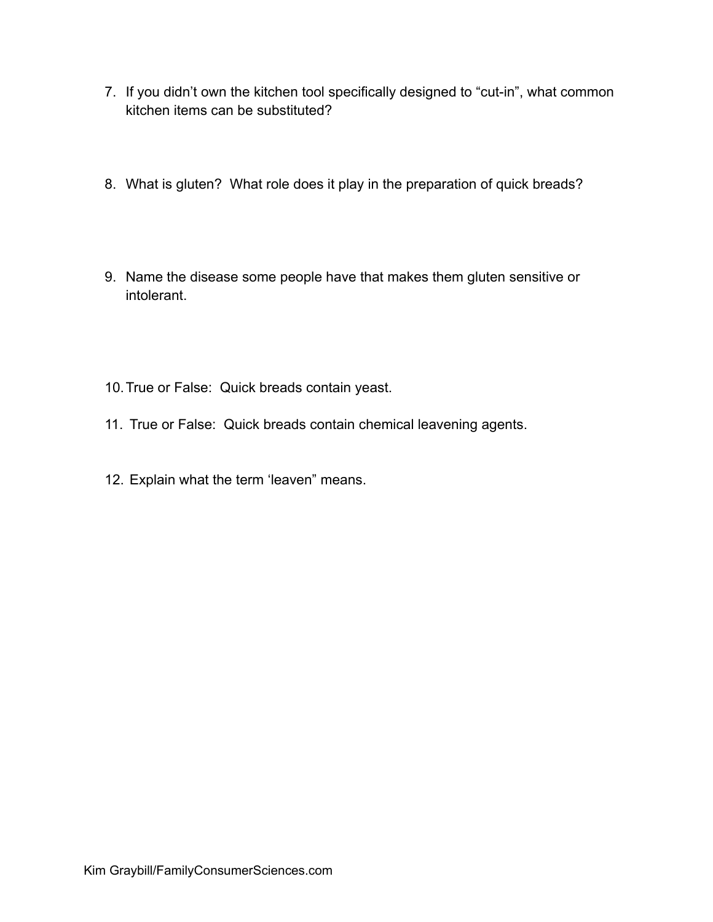7. If you didn't own the kitchen tool specifically designed to "cut-in", what common kitchen items can be substituted?

8. What is gluten? What role does it play in the preparation of quick breads?

9. Name the disease some people have that makes them gluten sensitive or intolerant.

10. True or False: Quick breads contain yeast.

11. True or False: Quick breads contain chemical leavening agents.

12. Explain what the term 'leaven" means.